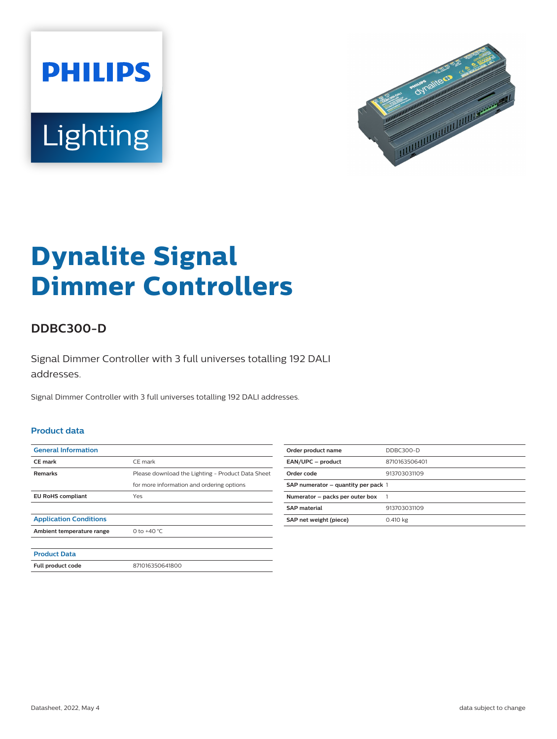# Dynalite Signal Dimmer Controllers

## DDBC300-D

Signal Dimmer Controller with 3 full universes totalling 192 DALI addresses.

Signal Dimmer Controller with 3 full universes totalling 192 DALI addresses.

### Product data

| General Information | |
|---|---|
| **CE mark** | CE mark |
| **Remarks** | Please download the Lighting - Product Data Sheet for more information and ordering options |
| **EU RoHS compliant** | Yes |

| Application Conditions | |
|---|---|
| **Ambient temperature range** | 0 to +40 °C |

| Product Data | |
|---|---|
| **Full product code** | 871016350641800 |

| | |
|---|---|
| **Order product name** | DDBC300-D |
| **EAN/UPC – product** | 8710163506401 |
| **Order code** | 913703031109 |
| **SAP numerator – quantity per pack** | 1 |
| **Numerator – packs per outer box** | 1 |
| **SAP material** | 913703031109 |
| **SAP net weight (piece)** | 0.410 kg |

Datasheet, 2022, May 4

data subject to change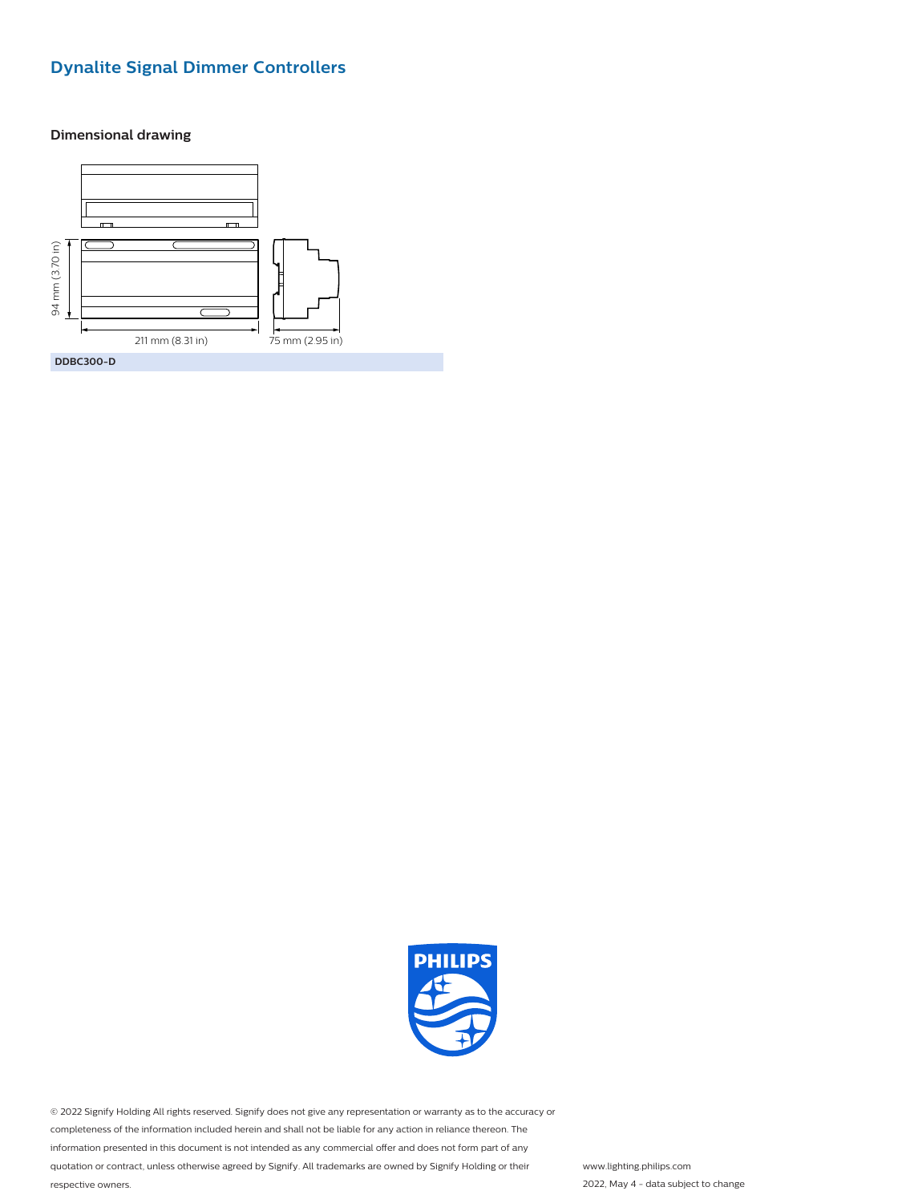## Dynalite Signal Dimmer Controllers

### Dimensional drawing

94 mm (3.70 in)

211 mm (8.31 in)

75 mm (2.95 in)

**DDBC300-D**

© 2022 Signify Holding All rights reserved. Signify does not give any representation or warranty as to the accuracy or completeness of the information included herein and shall not be liable for any action in reliance thereon. The information presented in this document is not intended as any commercial offer and does not form part of any quotation or contract, unless otherwise agreed by Signify. All trademarks are owned by Signify Holding or their respective owners.

www.lighting.philips.com

2022, May 4 - data subject to change